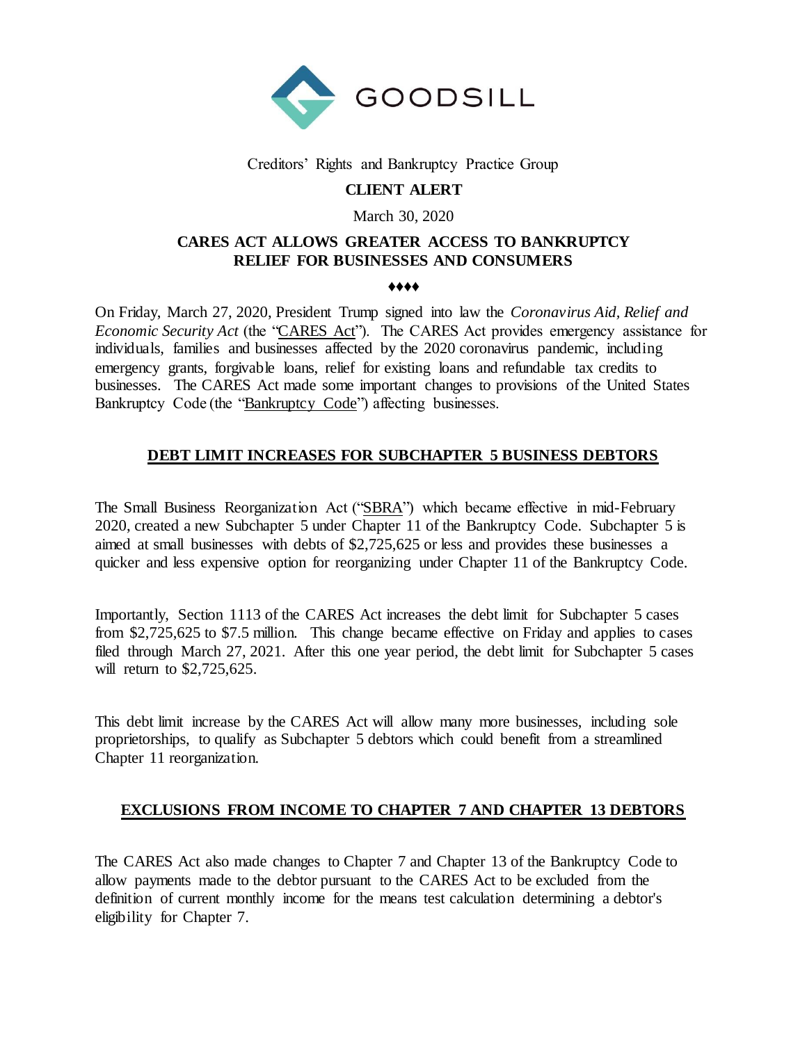GOODSILL

Creditors' Rights and Bankruptcy Practice Group

**CLIENT ALERT**

March 30, 2020

# CARES ACT ALLOWS GREATER ACCESS TO BANKRUPTCY RELIEF FOR BUSINESSES AND CONSUMERS

♦♦♦♦

On Friday, March 27, 2020, President Trump signed into law the *Coronavirus Aid, Relief and Economic Security Act* (the "CARES Act"). The CARES Act provides emergency assistance for individuals, families and businesses affected by the 2020 coronavirus pandemic, including emergency grants, forgivable loans, relief for existing loans and refundable tax credits to businesses. The CARES Act made some important changes to provisions of the United States Bankruptcy Code (the "Bankruptcy Code") affecting businesses.

## DEBT LIMIT INCREASES FOR SUBCHAPTER 5 BUSINESS DEBTORS

The Small Business Reorganization Act ("SBRA") which became effective in mid-February 2020, created a new Subchapter 5 under Chapter 11 of the Bankruptcy Code. Subchapter 5 is aimed at small businesses with debts of $2,725,625 or less and provides these businesses a quicker and less expensive option for reorganizing under Chapter 11 of the Bankruptcy Code.

Importantly, Section 1113 of the CARES Act increases the debt limit for Subchapter 5 cases from $2,725,625 to $7.5 million. This change became effective on Friday and applies to cases filed through March 27, 2021. After this one year period, the debt limit for Subchapter 5 cases will return to $2,725,625.

This debt limit increase by the CARES Act will allow many more businesses, including sole proprietorships, to qualify as Subchapter 5 debtors which could benefit from a streamlined Chapter 11 reorganization.

## EXCLUSIONS FROM INCOME TO CHAPTER 7 AND CHAPTER 13 DEBTORS

The CARES Act also made changes to Chapter 7 and Chapter 13 of the Bankruptcy Code to allow payments made to the debtor pursuant to the CARES Act to be excluded from the definition of current monthly income for the means test calculation determining a debtor's eligibility for Chapter 7.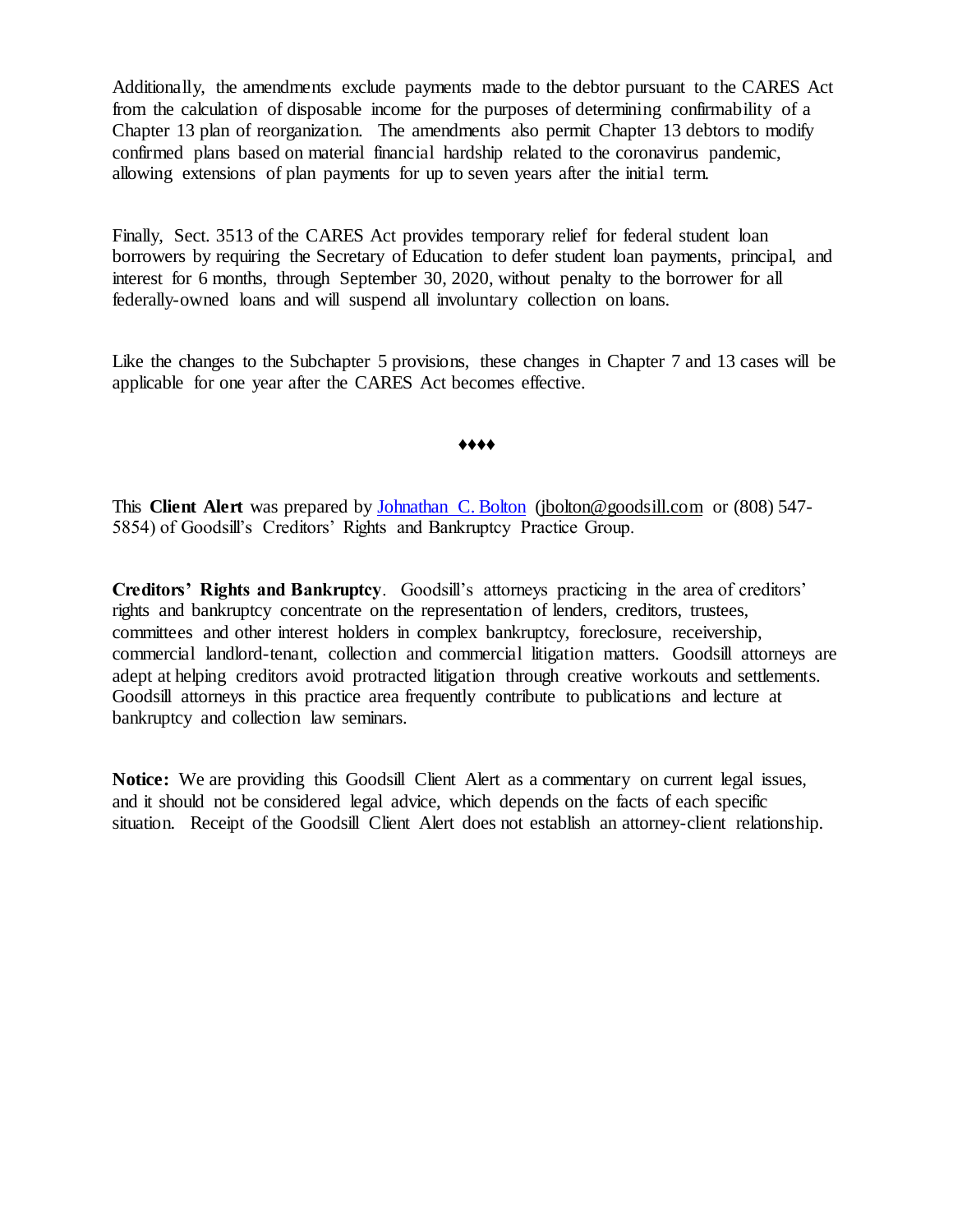Additionally, the amendments exclude payments made to the debtor pursuant to the CARES Act from the calculation of disposable income for the purposes of determining confirmability of a Chapter 13 plan of reorganization. The amendments also permit Chapter 13 debtors to modify confirmed plans based on material financial hardship related to the coronavirus pandemic, allowing extensions of plan payments for up to seven years after the initial term.

Finally, Sect. 3513 of the CARES Act provides temporary relief for federal student loan borrowers by requiring the Secretary of Education to defer student loan payments, principal, and interest for 6 months, through September 30, 2020, without penalty to the borrower for all federally-owned loans and will suspend all involuntary collection on loans.

Like the changes to the Subchapter 5 provisions, these changes in Chapter 7 and 13 cases will be applicable for one year after the CARES Act becomes effective.

♦♦♦♦

This **Client Alert** was prepared by Johnathan C. Bolton (jbolton@goodsill.com or (808) 547-5854) of Goodsill's Creditors' Rights and Bankruptcy Practice Group.

**Creditors' Rights and Bankruptcy**. Goodsill's attorneys practicing in the area of creditors' rights and bankruptcy concentrate on the representation of lenders, creditors, trustees, committees and other interest holders in complex bankruptcy, foreclosure, receivership, commercial landlord-tenant, collection and commercial litigation matters. Goodsill attorneys are adept at helping creditors avoid protracted litigation through creative workouts and settlements. Goodsill attorneys in this practice area frequently contribute to publications and lecture at bankruptcy and collection law seminars.

**Notice:** We are providing this Goodsill Client Alert as a commentary on current legal issues, and it should not be considered legal advice, which depends on the facts of each specific situation. Receipt of the Goodsill Client Alert does not establish an attorney-client relationship.